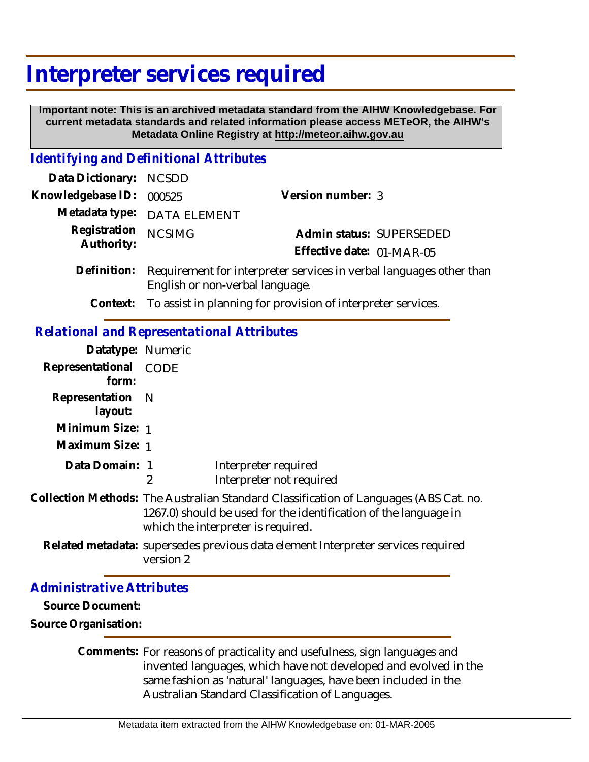# Interpreter services required

**Important note: This is an archived metadata standard from the AIHW Knowledgebase. For current metadata standards and related information please access METeOR, the AIHW's Metadata Online Registry at http://meteor.aihw.gov.au**

## *Identifying and Definitional Attributes*

**Data Dictionary:** NCSDD

**Knowledgebase ID:** 000525

**Version number:** 3

**Metadata type:** DATA ELEMENT

**Registration Authority:** NCSIMG

**Admin status:** SUPERSEDED

**Effective date:** 01-MAR-05

**Definition:** Requirement for interpreter services in verbal languages other than English or non-verbal language.

**Context:** To assist in planning for provision of interpreter services.

## *Relational and Representational Attributes*

**Datatype:** Numeric

**Representational form:** CODE

**Representation layout:** N

**Minimum Size:** 1

**Maximum Size:** 1

**Data Domain:**

| | |
|---|---|
| 1 | Interpreter required |
| 2 | Interpreter not required |

**Collection Methods:** The Australian Standard Classification of Languages (ABS Cat. no. 1267.0) should be used for the identification of the language in which the interpreter is required.

**Related metadata:** supersedes previous data element Interpreter services required version 2

## *Administrative Attributes*

**Source Document:**

**Source Organisation:**

**Comments:** For reasons of practicality and usefulness, sign languages and invented languages, which have not developed and evolved in the same fashion as 'natural' languages, have been included in the Australian Standard Classification of Languages.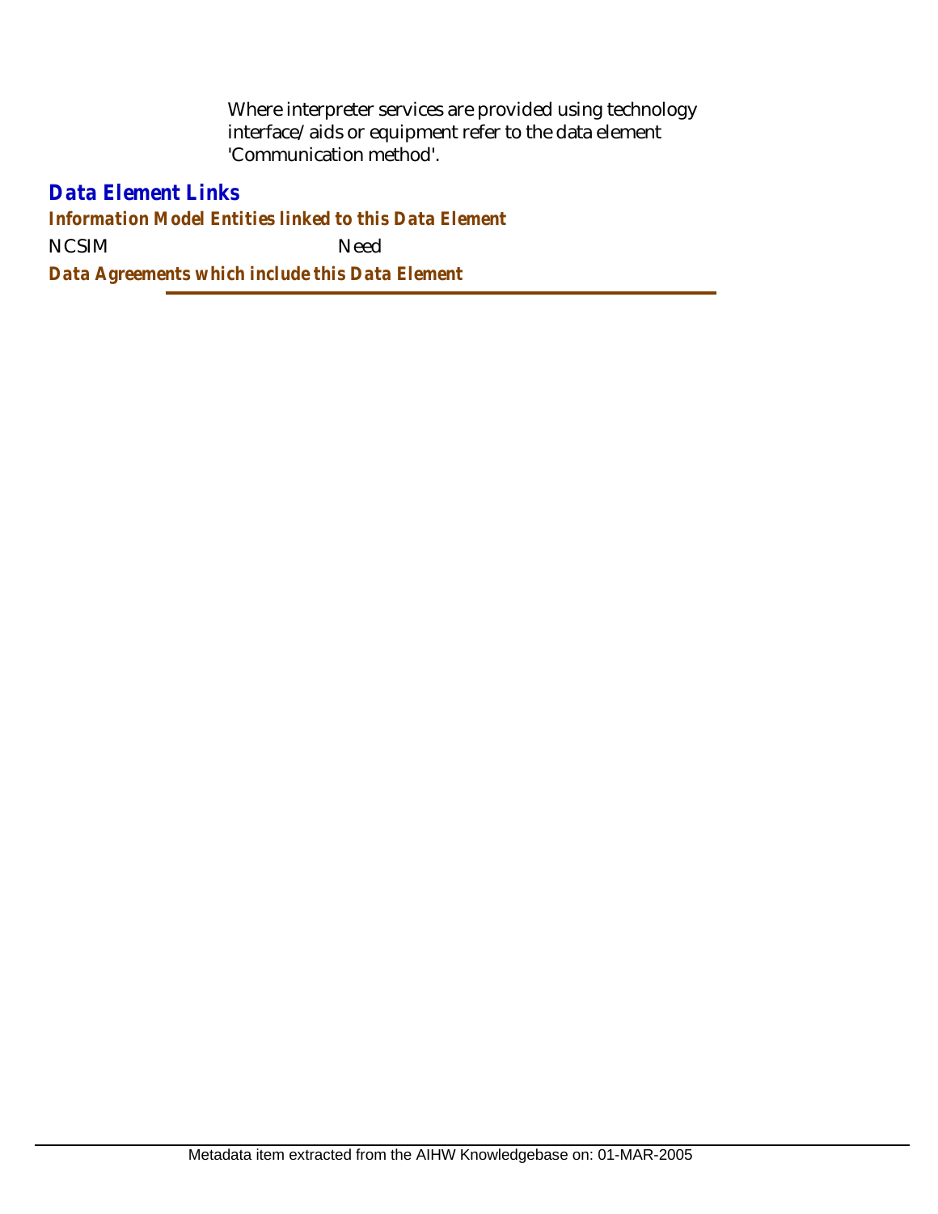Where interpreter services are provided using technology interface/aids or equipment refer to the data element 'Communication method'.

## Data Element Links

### Information Model Entities linked to this Data Element

| | |
|---|---|
| NCSIM | Need |

### Data Agreements which include this Data Element